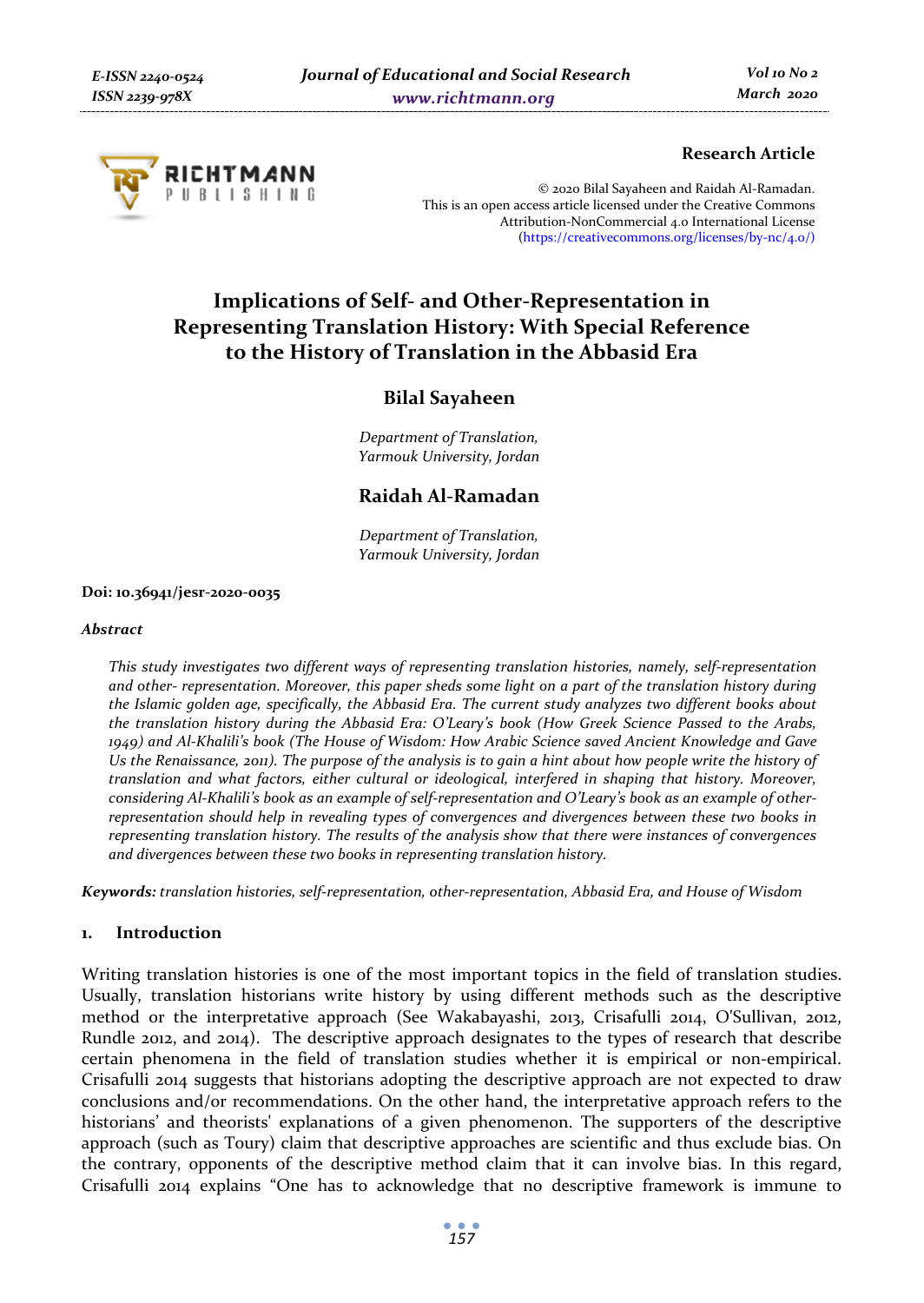**Research Article**

© 2020 Bilal Sayaheen and Raidah Al-Ramadan.
This is an open access article licensed under the Creative Commons Attribution-NonCommercial 4.0 International License (https://creativecommons.org/licenses/by-nc/4.0/)

# Implications of Self- and Other-Representation in Representing Translation History: With Special Reference to the History of Translation in the Abbasid Era

**Bilal Sayaheen**

*Department of Translation, Yarmouk University, Jordan*

**Raidah Al-Ramadan**

*Department of Translation, Yarmouk University, Jordan*

**Doi: 10.36941/jesr-2020-0035**

***Abstract***

*This study investigates two different ways of representing translation histories, namely, self-representation and other- representation. Moreover, this paper sheds some light on a part of the translation history during the Islamic golden age, specifically, the Abbasid Era. The current study analyzes two different books about the translation history during the Abbasid Era: O'Leary's book (How Greek Science Passed to the Arabs, 1949) and Al-Khalili's book (The House of Wisdom: How Arabic Science saved Ancient Knowledge and Gave Us the Renaissance, 2011). The purpose of the analysis is to gain a hint about how people write the history of translation and what factors, either cultural or ideological, interfered in shaping that history. Moreover, considering Al-Khalili's book as an example of self-representation and O'Leary's book as an example of other-representation should help in revealing types of convergences and divergences between these two books in representing translation history. The results of the analysis show that there were instances of convergences and divergences between these two books in representing translation history.*

***Keywords:*** *translation histories, self-representation, other-representation, Abbasid Era, and House of Wisdom*

## 1. Introduction

Writing translation histories is one of the most important topics in the field of translation studies. Usually, translation historians write history by using different methods such as the descriptive method or the interpretative approach (See Wakabayashi, 2013, Crisafulli 2014, O'Sullivan, 2012, Rundle 2012, and 2014). The descriptive approach designates to the types of research that describe certain phenomena in the field of translation studies whether it is empirical or non-empirical. Crisafulli 2014 suggests that historians adopting the descriptive approach are not expected to draw conclusions and/or recommendations. On the other hand, the interpretative approach refers to the historians' and theorists' explanations of a given phenomenon. The supporters of the descriptive approach (such as Toury) claim that descriptive approaches are scientific and thus exclude bias. On the contrary, opponents of the descriptive method claim that it can involve bias. In this regard, Crisafulli 2014 explains "One has to acknowledge that no descriptive framework is immune to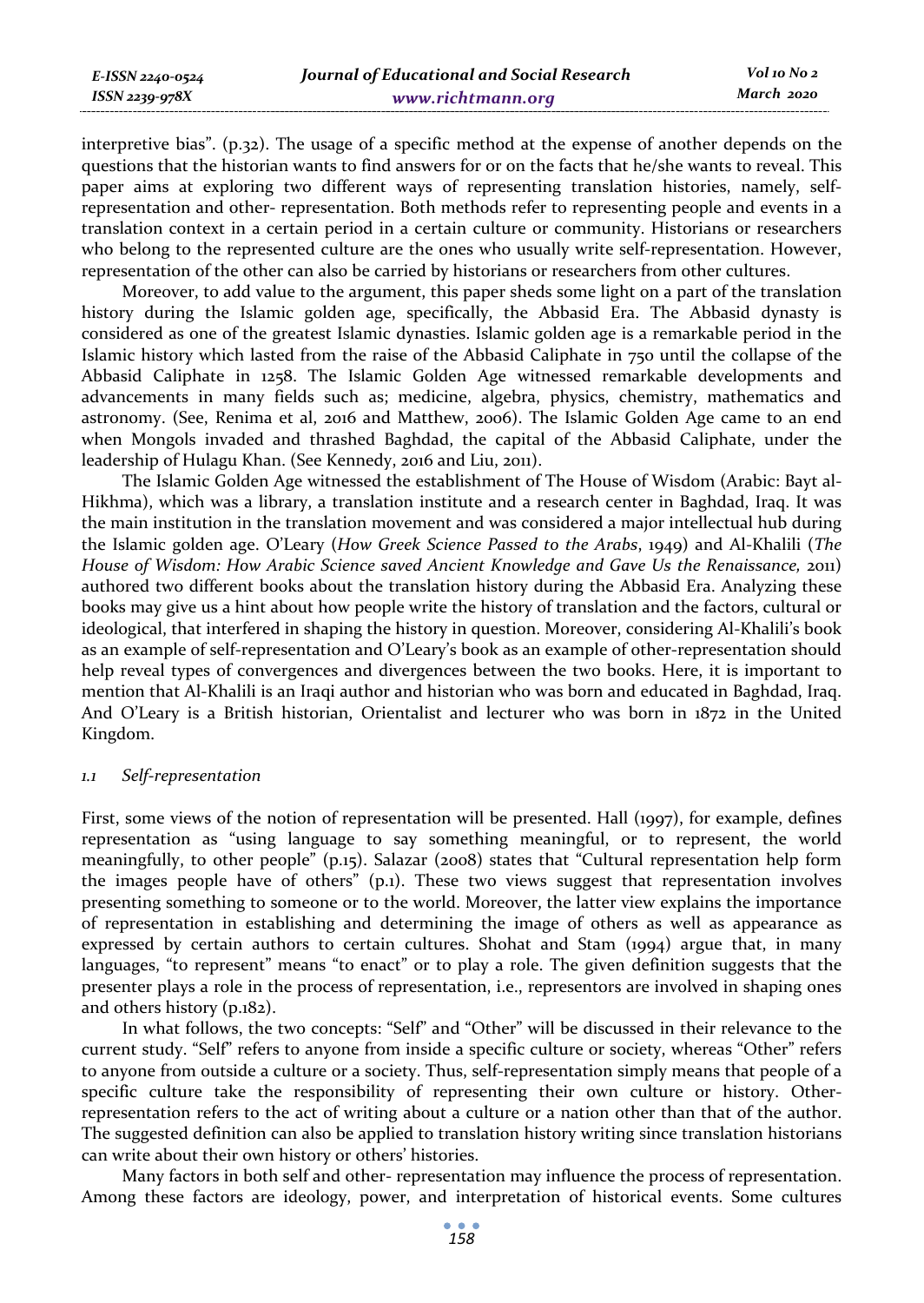interpretive bias". (p.32). The usage of a specific method at the expense of another depends on the questions that the historian wants to find answers for or on the facts that he/she wants to reveal. This paper aims at exploring two different ways of representing translation histories, namely, self-representation and other- representation. Both methods refer to representing people and events in a translation context in a certain period in a certain culture or community. Historians or researchers who belong to the represented culture are the ones who usually write self-representation. However, representation of the other can also be carried by historians or researchers from other cultures.

Moreover, to add value to the argument, this paper sheds some light on a part of the translation history during the Islamic golden age, specifically, the Abbasid Era. The Abbasid dynasty is considered as one of the greatest Islamic dynasties. Islamic golden age is a remarkable period in the Islamic history which lasted from the raise of the Abbasid Caliphate in 750 until the collapse of the Abbasid Caliphate in 1258. The Islamic Golden Age witnessed remarkable developments and advancements in many fields such as; medicine, algebra, physics, chemistry, mathematics and astronomy. (See, Renima et al, 2016 and Matthew, 2006). The Islamic Golden Age came to an end when Mongols invaded and thrashed Baghdad, the capital of the Abbasid Caliphate, under the leadership of Hulagu Khan. (See Kennedy, 2016 and Liu, 2011).

The Islamic Golden Age witnessed the establishment of The House of Wisdom (Arabic: Bayt al-Hikhma), which was a library, a translation institute and a research center in Baghdad, Iraq. It was the main institution in the translation movement and was considered a major intellectual hub during the Islamic golden age. O'Leary (*How Greek Science Passed to the Arabs*, 1949) and Al-Khalili (*The House of Wisdom: How Arabic Science saved Ancient Knowledge and Gave Us the Renaissance*, 2011) authored two different books about the translation history during the Abbasid Era. Analyzing these books may give us a hint about how people write the history of translation and the factors, cultural or ideological, that interfered in shaping the history in question. Moreover, considering Al-Khalili's book as an example of self-representation and O'Leary's book as an example of other-representation should help reveal types of convergences and divergences between the two books. Here, it is important to mention that Al-Khalili is an Iraqi author and historian who was born and educated in Baghdad, Iraq. And O'Leary is a British historian, Orientalist and lecturer who was born in 1872 in the United Kingdom.

### *1.1 Self-representation*

First, some views of the notion of representation will be presented. Hall (1997), for example, defines representation as "using language to say something meaningful, or to represent, the world meaningfully, to other people" (p.15). Salazar (2008) states that "Cultural representation help form the images people have of others" (p.1). These two views suggest that representation involves presenting something to someone or to the world. Moreover, the latter view explains the importance of representation in establishing and determining the image of others as well as appearance as expressed by certain authors to certain cultures. Shohat and Stam (1994) argue that, in many languages, "to represent" means "to enact" or to play a role. The given definition suggests that the presenter plays a role in the process of representation, i.e., representors are involved in shaping ones and others history (p.182).

In what follows, the two concepts: "Self" and "Other" will be discussed in their relevance to the current study. "Self" refers to anyone from inside a specific culture or society, whereas "Other" refers to anyone from outside a culture or a society. Thus, self-representation simply means that people of a specific culture take the responsibility of representing their own culture or history. Other-representation refers to the act of writing about a culture or a nation other than that of the author. The suggested definition can also be applied to translation history writing since translation historians can write about their own history or others' histories.

Many factors in both self and other- representation may influence the process of representation. Among these factors are ideology, power, and interpretation of historical events. Some cultures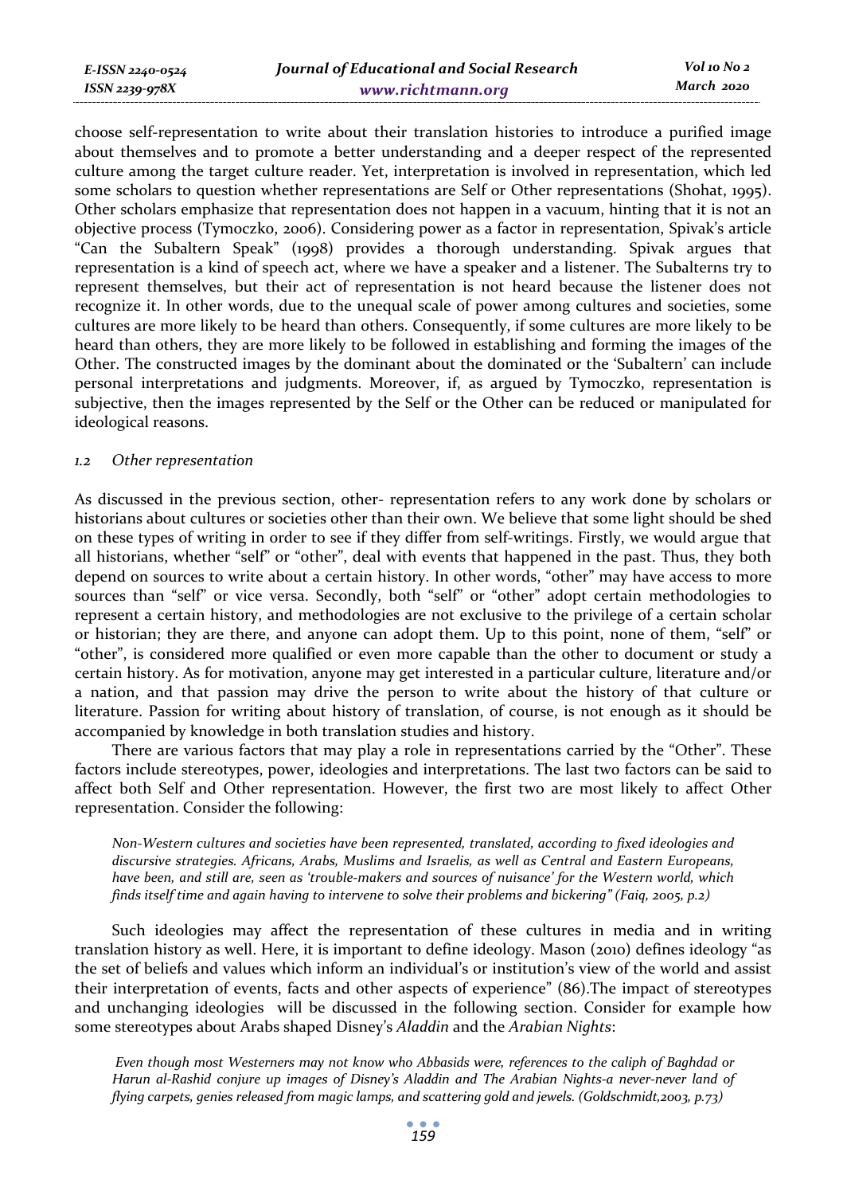choose self-representation to write about their translation histories to introduce a purified image about themselves and to promote a better understanding and a deeper respect of the represented culture among the target culture reader. Yet, interpretation is involved in representation, which led some scholars to question whether representations are Self or Other representations (Shohat, 1995). Other scholars emphasize that representation does not happen in a vacuum, hinting that it is not an objective process (Tymoczko, 2006). Considering power as a factor in representation, Spivak's article "Can the Subaltern Speak" (1998) provides a thorough understanding. Spivak argues that representation is a kind of speech act, where we have a speaker and a listener. The Subalterns try to represent themselves, but their act of representation is not heard because the listener does not recognize it. In other words, due to the unequal scale of power among cultures and societies, some cultures are more likely to be heard than others. Consequently, if some cultures are more likely to be heard than others, they are more likely to be followed in establishing and forming the images of the Other. The constructed images by the dominant about the dominated or the 'Subaltern' can include personal interpretations and judgments. Moreover, if, as argued by Tymoczko, representation is subjective, then the images represented by the Self or the Other can be reduced or manipulated for ideological reasons.

### *1.2 Other representation*

As discussed in the previous section, other- representation refers to any work done by scholars or historians about cultures or societies other than their own. We believe that some light should be shed on these types of writing in order to see if they differ from self-writings. Firstly, we would argue that all historians, whether "self" or "other", deal with events that happened in the past. Thus, they both depend on sources to write about a certain history. In other words, "other" may have access to more sources than "self" or vice versa. Secondly, both "self" or "other" adopt certain methodologies to represent a certain history, and methodologies are not exclusive to the privilege of a certain scholar or historian; they are there, and anyone can adopt them. Up to this point, none of them, "self" or "other", is considered more qualified or even more capable than the other to document or study a certain history. As for motivation, anyone may get interested in a particular culture, literature and/or a nation, and that passion may drive the person to write about the history of that culture or literature. Passion for writing about history of translation, of course, is not enough as it should be accompanied by knowledge in both translation studies and history.

There are various factors that may play a role in representations carried by the "Other". These factors include stereotypes, power, ideologies and interpretations. The last two factors can be said to affect both Self and Other representation. However, the first two are most likely to affect Other representation. Consider the following:

> *Non-Western cultures and societies have been represented, translated, according to fixed ideologies and discursive strategies. Africans, Arabs, Muslims and Israelis, as well as Central and Eastern Europeans, have been, and still are, seen as 'trouble-makers and sources of nuisance' for the Western world, which finds itself time and again having to intervene to solve their problems and bickering" (Faiq, 2005, p.2)*

Such ideologies may affect the representation of these cultures in media and in writing translation history as well. Here, it is important to define ideology. Mason (2010) defines ideology "as the set of beliefs and values which inform an individual's or institution's view of the world and assist their interpretation of events, facts and other aspects of experience" (86).The impact of stereotypes and unchanging ideologies will be discussed in the following section. Consider for example how some stereotypes about Arabs shaped Disney's *Aladdin* and the *Arabian Nights*:

> *Even though most Westerners may not know who Abbasids were, references to the caliph of Baghdad or Harun al-Rashid conjure up images of Disney's Aladdin and The Arabian Nights-a never-never land of flying carpets, genies released from magic lamps, and scattering gold and jewels. (Goldschmidt,2003, p.73)*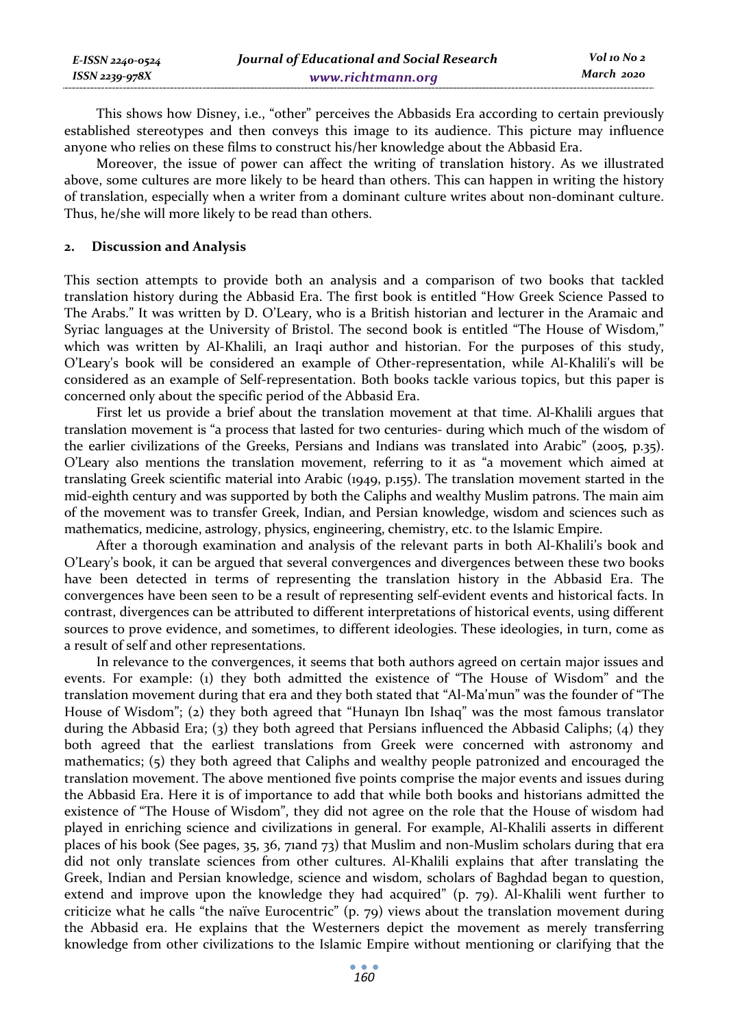This shows how Disney, i.e., "other" perceives the Abbasids Era according to certain previously established stereotypes and then conveys this image to its audience. This picture may influence anyone who relies on these films to construct his/her knowledge about the Abbasid Era.

Moreover, the issue of power can affect the writing of translation history. As we illustrated above, some cultures are more likely to be heard than others. This can happen in writing the history of translation, especially when a writer from a dominant culture writes about non-dominant culture. Thus, he/she will more likely to be read than others.

## 2. Discussion and Analysis

This section attempts to provide both an analysis and a comparison of two books that tackled translation history during the Abbasid Era. The first book is entitled "How Greek Science Passed to The Arabs." It was written by D. O'Leary, who is a British historian and lecturer in the Aramaic and Syriac languages at the University of Bristol. The second book is entitled "The House of Wisdom," which was written by Al-Khalili, an Iraqi author and historian. For the purposes of this study, O'Leary's book will be considered an example of Other-representation, while Al-Khalili's will be considered as an example of Self-representation. Both books tackle various topics, but this paper is concerned only about the specific period of the Abbasid Era.

First let us provide a brief about the translation movement at that time. Al-Khalili argues that translation movement is "a process that lasted for two centuries- during which much of the wisdom of the earlier civilizations of the Greeks, Persians and Indians was translated into Arabic" (2005, p.35). O'Leary also mentions the translation movement, referring to it as "a movement which aimed at translating Greek scientific material into Arabic (1949, p.155). The translation movement started in the mid-eighth century and was supported by both the Caliphs and wealthy Muslim patrons. The main aim of the movement was to transfer Greek, Indian, and Persian knowledge, wisdom and sciences such as mathematics, medicine, astrology, physics, engineering, chemistry, etc. to the Islamic Empire.

After a thorough examination and analysis of the relevant parts in both Al-Khalili's book and O'Leary's book, it can be argued that several convergences and divergences between these two books have been detected in terms of representing the translation history in the Abbasid Era. The convergences have been seen to be a result of representing self-evident events and historical facts. In contrast, divergences can be attributed to different interpretations of historical events, using different sources to prove evidence, and sometimes, to different ideologies. These ideologies, in turn, come as a result of self and other representations.

In relevance to the convergences, it seems that both authors agreed on certain major issues and events. For example: (1) they both admitted the existence of "The House of Wisdom" and the translation movement during that era and they both stated that "Al-Ma'mun" was the founder of "The House of Wisdom"; (2) they both agreed that "Hunayn Ibn Ishaq" was the most famous translator during the Abbasid Era; (3) they both agreed that Persians influenced the Abbasid Caliphs; (4) they both agreed that the earliest translations from Greek were concerned with astronomy and mathematics; (5) they both agreed that Caliphs and wealthy people patronized and encouraged the translation movement. The above mentioned five points comprise the major events and issues during the Abbasid Era. Here it is of importance to add that while both books and historians admitted the existence of "The House of Wisdom", they did not agree on the role that the House of wisdom had played in enriching science and civilizations in general. For example, Al-Khalili asserts in different places of his book (See pages, 35, 36, 71and 73) that Muslim and non-Muslim scholars during that era did not only translate sciences from other cultures. Al-Khalili explains that after translating the Greek, Indian and Persian knowledge, science and wisdom, scholars of Baghdad began to question, extend and improve upon the knowledge they had acquired" (p. 79). Al-Khalili went further to criticize what he calls "the naïve Eurocentric" (p. 79) views about the translation movement during the Abbasid era. He explains that the Westerners depict the movement as merely transferring knowledge from other civilizations to the Islamic Empire without mentioning or clarifying that the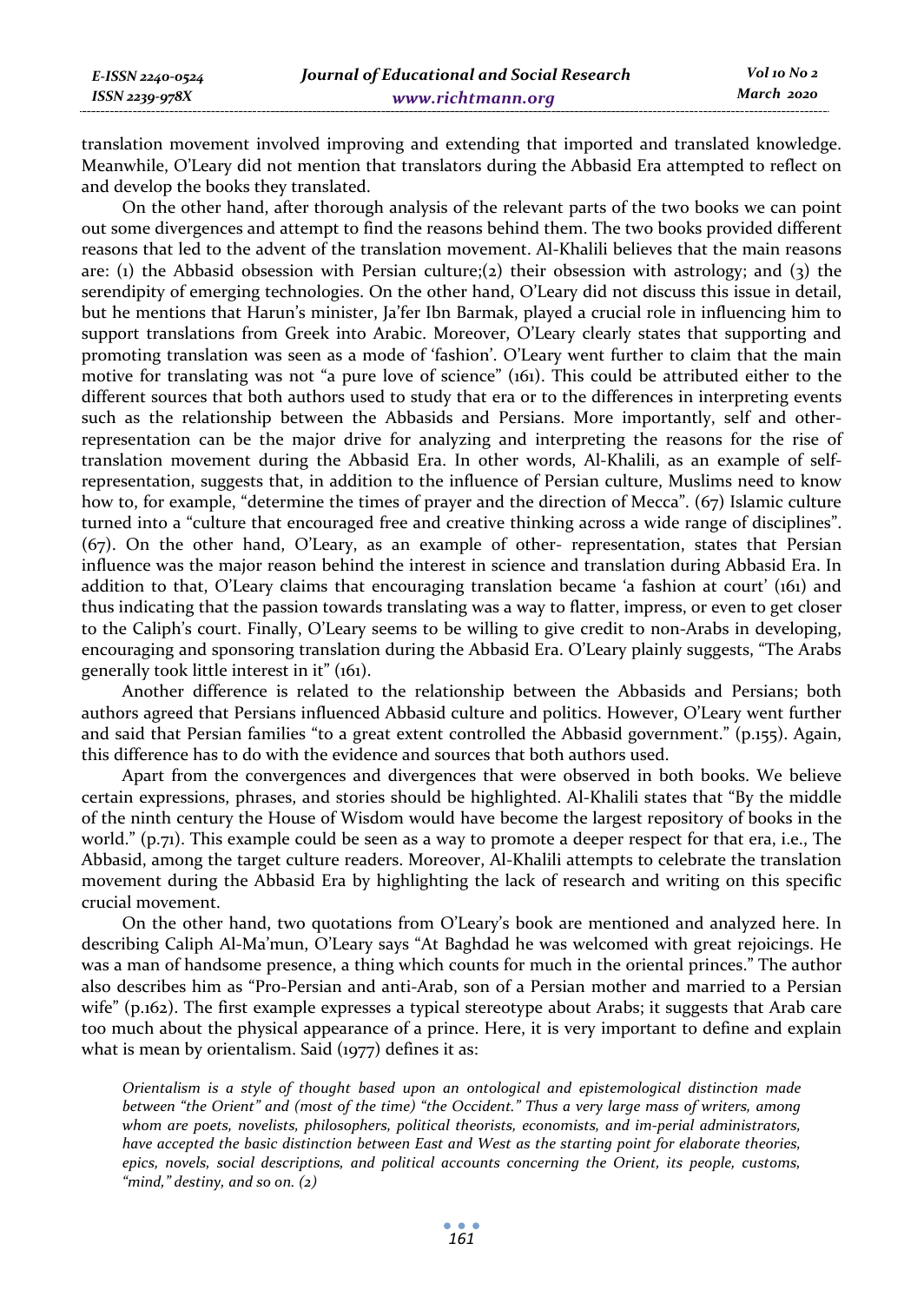translation movement involved improving and extending that imported and translated knowledge. Meanwhile, O'Leary did not mention that translators during the Abbasid Era attempted to reflect on and develop the books they translated.

On the other hand, after thorough analysis of the relevant parts of the two books we can point out some divergences and attempt to find the reasons behind them. The two books provided different reasons that led to the advent of the translation movement. Al-Khalili believes that the main reasons are: (1) the Abbasid obsession with Persian culture;(2) their obsession with astrology; and (3) the serendipity of emerging technologies. On the other hand, O'Leary did not discuss this issue in detail, but he mentions that Harun's minister, Ja'fer Ibn Barmak, played a crucial role in influencing him to support translations from Greek into Arabic. Moreover, O'Leary clearly states that supporting and promoting translation was seen as a mode of 'fashion'. O'Leary went further to claim that the main motive for translating was not "a pure love of science" (161). This could be attributed either to the different sources that both authors used to study that era or to the differences in interpreting events such as the relationship between the Abbasids and Persians. More importantly, self and other-representation can be the major drive for analyzing and interpreting the reasons for the rise of translation movement during the Abbasid Era. In other words, Al-Khalili, as an example of self-representation, suggests that, in addition to the influence of Persian culture, Muslims need to know how to, for example, "determine the times of prayer and the direction of Mecca". (67) Islamic culture turned into a "culture that encouraged free and creative thinking across a wide range of disciplines". (67). On the other hand, O'Leary, as an example of other- representation, states that Persian influence was the major reason behind the interest in science and translation during Abbasid Era. In addition to that, O'Leary claims that encouraging translation became 'a fashion at court' (161) and thus indicating that the passion towards translating was a way to flatter, impress, or even to get closer to the Caliph's court. Finally, O'Leary seems to be willing to give credit to non-Arabs in developing, encouraging and sponsoring translation during the Abbasid Era. O'Leary plainly suggests, "The Arabs generally took little interest in it" (161).

Another difference is related to the relationship between the Abbasids and Persians; both authors agreed that Persians influenced Abbasid culture and politics. However, O'Leary went further and said that Persian families "to a great extent controlled the Abbasid government." (p.155). Again, this difference has to do with the evidence and sources that both authors used.

Apart from the convergences and divergences that were observed in both books. We believe certain expressions, phrases, and stories should be highlighted. Al-Khalili states that "By the middle of the ninth century the House of Wisdom would have become the largest repository of books in the world." (p.71). This example could be seen as a way to promote a deeper respect for that era, i.e., The Abbasid, among the target culture readers. Moreover, Al-Khalili attempts to celebrate the translation movement during the Abbasid Era by highlighting the lack of research and writing on this specific crucial movement.

On the other hand, two quotations from O'Leary's book are mentioned and analyzed here. In describing Caliph Al-Ma'mun, O'Leary says "At Baghdad he was welcomed with great rejoicings. He was a man of handsome presence, a thing which counts for much in the oriental princes." The author also describes him as "Pro-Persian and anti-Arab, son of a Persian mother and married to a Persian wife" (p.162). The first example expresses a typical stereotype about Arabs; it suggests that Arab care too much about the physical appearance of a prince. Here, it is very important to define and explain what is mean by orientalism. Said (1977) defines it as:

> *Orientalism is a style of thought based upon an ontological and epistemological distinction made between "the Orient" and (most of the time) "the Occident." Thus a very large mass of writers, among whom are poets, novelists, philosophers, political theorists, economists, and im-perial administrators, have accepted the basic distinction between East and West as the starting point for elaborate theories, epics, novels, social descriptions, and political accounts concerning the Orient, its people, customs, "mind," destiny, and so on. (2)*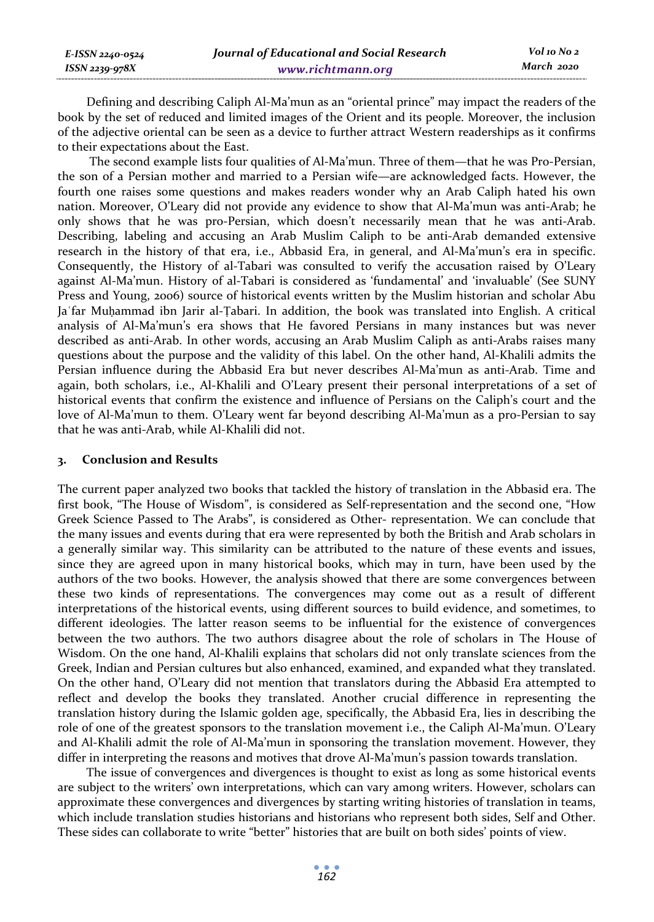Defining and describing Caliph Al-Ma'mun as an "oriental prince" may impact the readers of the book by the set of reduced and limited images of the Orient and its people. Moreover, the inclusion of the adjective oriental can be seen as a device to further attract Western readerships as it confirms to their expectations about the East.

The second example lists four qualities of Al-Ma'mun. Three of them—that he was Pro-Persian, the son of a Persian mother and married to a Persian wife—are acknowledged facts. However, the fourth one raises some questions and makes readers wonder why an Arab Caliph hated his own nation. Moreover, O'Leary did not provide any evidence to show that Al-Ma'mun was anti-Arab; he only shows that he was pro-Persian, which doesn't necessarily mean that he was anti-Arab. Describing, labeling and accusing an Arab Muslim Caliph to be anti-Arab demanded extensive research in the history of that era, i.e., Abbasid Era, in general, and Al-Ma'mun's era in specific. Consequently, the History of al-Tabari was consulted to verify the accusation raised by O'Leary against Al-Ma'mun. History of al-Tabari is considered as 'fundamental' and 'invaluable' (See SUNY Press and Young, 2006) source of historical events written by the Muslim historian and scholar Abu Jaʿfar Muḥammad ibn Jarir al-Ṭabari. In addition, the book was translated into English. A critical analysis of Al-Ma'mun's era shows that He favored Persians in many instances but was never described as anti-Arab. In other words, accusing an Arab Muslim Caliph as anti-Arabs raises many questions about the purpose and the validity of this label. On the other hand, Al-Khalili admits the Persian influence during the Abbasid Era but never describes Al-Ma'mun as anti-Arab. Time and again, both scholars, i.e., Al-Khalili and O'Leary present their personal interpretations of a set of historical events that confirm the existence and influence of Persians on the Caliph's court and the love of Al-Ma'mun to them. O'Leary went far beyond describing Al-Ma'mun as a pro-Persian to say that he was anti-Arab, while Al-Khalili did not.

## 3. Conclusion and Results

The current paper analyzed two books that tackled the history of translation in the Abbasid era. The first book, "The House of Wisdom", is considered as Self-representation and the second one, "How Greek Science Passed to The Arabs", is considered as Other- representation. We can conclude that the many issues and events during that era were represented by both the British and Arab scholars in a generally similar way. This similarity can be attributed to the nature of these events and issues, since they are agreed upon in many historical books, which may in turn, have been used by the authors of the two books. However, the analysis showed that there are some convergences between these two kinds of representations. The convergences may come out as a result of different interpretations of the historical events, using different sources to build evidence, and sometimes, to different ideologies. The latter reason seems to be influential for the existence of convergences between the two authors. The two authors disagree about the role of scholars in The House of Wisdom. On the one hand, Al-Khalili explains that scholars did not only translate sciences from the Greek, Indian and Persian cultures but also enhanced, examined, and expanded what they translated. On the other hand, O'Leary did not mention that translators during the Abbasid Era attempted to reflect and develop the books they translated. Another crucial difference in representing the translation history during the Islamic golden age, specifically, the Abbasid Era, lies in describing the role of one of the greatest sponsors to the translation movement i.e., the Caliph Al-Ma'mun. O'Leary and Al-Khalili admit the role of Al-Ma'mun in sponsoring the translation movement. However, they differ in interpreting the reasons and motives that drove Al-Ma'mun's passion towards translation.

The issue of convergences and divergences is thought to exist as long as some historical events are subject to the writers' own interpretations, which can vary among writers. However, scholars can approximate these convergences and divergences by starting writing histories of translation in teams, which include translation studies historians and historians who represent both sides, Self and Other. These sides can collaborate to write "better" histories that are built on both sides' points of view.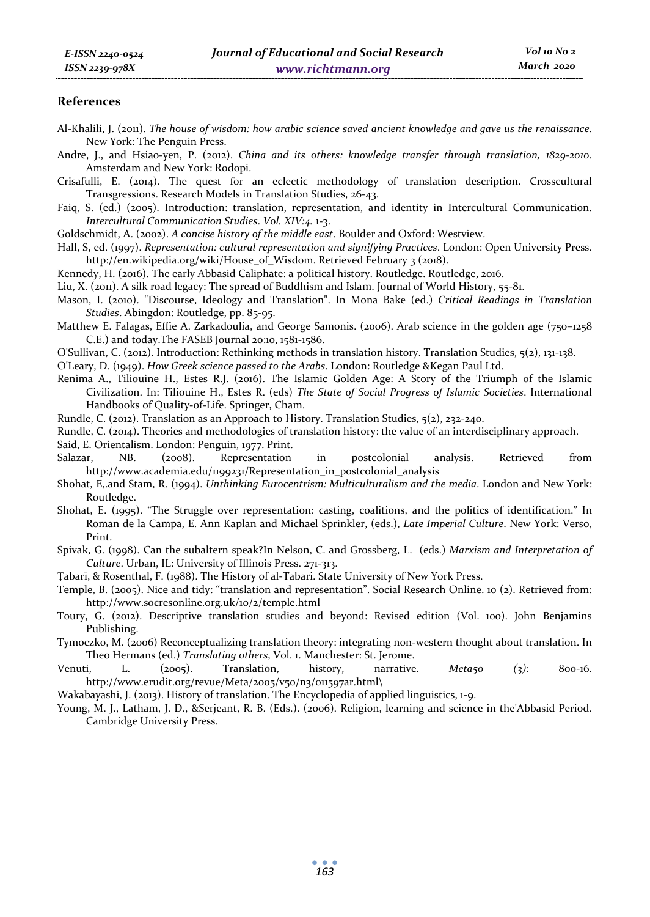## References

Al-Khalili, J. (2011). *The house of wisdom: how arabic science saved ancient knowledge and gave us the renaissance*. New York: The Penguin Press.

Andre, J., and Hsiao-yen, P. (2012). *China and its others: knowledge transfer through translation, 1829-2010*. Amsterdam and New York: Rodopi.

Crisafulli, E. (2014). The quest for an eclectic methodology of translation description. Crosscultural Transgressions. Research Models in Translation Studies, 26-43.

Faiq, S. (ed.) (2005). Introduction: translation, representation, and identity in Intercultural Communication. *Intercultural Communication Studies. Vol. XIV:4.* 1-3.

Goldschmidt, A. (2002). *A concise history of the middle east*. Boulder and Oxford: Westview.

Hall, S, ed. (1997). *Representation: cultural representation and signifying Practices*. London: Open University Press. http://en.wikipedia.org/wiki/House_of_Wisdom. Retrieved February 3 (2018).

Kennedy, H. (2016). The early Abbasid Caliphate: a political history. Routledge. Routledge, 2016.

Liu, X. (2011). A silk road legacy: The spread of Buddhism and Islam. Journal of World History, 55-81.

Mason, I. (2010). "Discourse, Ideology and Translation". In Mona Bake (ed.) *Critical Readings in Translation Studies*. Abingdon: Routledge, pp. 85-95.

Matthew E. Falagas, Effie A. Zarkadoulia, and George Samonis. (2006). Arab science in the golden age (750–1258 C.E.) and today.The FASEB Journal 20:10, 1581-1586.

O'Sullivan, C. (2012). Introduction: Rethinking methods in translation history. Translation Studies, 5(2), 131-138.

O'Leary, D. (1949). *How Greek science passed to the Arabs*. London: Routledge &Kegan Paul Ltd.

Renima A., Tiliouine H., Estes R.J. (2016). The Islamic Golden Age: A Story of the Triumph of the Islamic Civilization. In: Tiliouine H., Estes R. (eds) *The State of Social Progress of Islamic Societies*. International Handbooks of Quality-of-Life. Springer, Cham.

Rundle, C. (2012). Translation as an Approach to History. Translation Studies, 5(2), 232-240.

Rundle, C. (2014). Theories and methodologies of translation history: the value of an interdisciplinary approach.

Said, E. Orientalism. London: Penguin, 1977. Print.

Salazar, NB. (2008). Representation in postcolonial analysis. Retrieved from http://www.academia.edu/1199231/Representation_in_postcolonial_analysis

Shohat, E,.and Stam, R. (1994). *Unthinking Eurocentrism: Multiculturalism and the media*. London and New York: Routledge.

Shohat, E. (1995). "The Struggle over representation: casting, coalitions, and the politics of identification." In Roman de la Campa, E. Ann Kaplan and Michael Sprinkler, (eds.), *Late Imperial Culture*. New York: Verso, Print.

Spivak, G. (1998). Can the subaltern speak?In Nelson, C. and Grossberg, L. (eds.) *Marxism and Interpretation of Culture*. Urban, IL: University of Illinois Press. 271-313.

Ṭabarī, & Rosenthal, F. (1988). The History of al-Tabari. State University of New York Press.

Temple, B. (2005). Nice and tidy: "translation and representation". Social Research Online. 10 (2). Retrieved from: http://www.socresonline.org.uk/10/2/temple.html

Toury, G. (2012). Descriptive translation studies and beyond: Revised edition (Vol. 100). John Benjamins Publishing.

Tymoczko, M. (2006) Reconceptualizing translation theory: integrating non-western thought about translation. In Theo Hermans (ed.) *Translating others*, Vol. 1. Manchester: St. Jerome.

Venuti, L. (2005). Translation, history, narrative. *Meta50 (3)*: 800-16. http://www.erudit.org/revue/Meta/2005/v50/n3/011597ar.html\

Wakabayashi, J. (2013). History of translation. The Encyclopedia of applied linguistics, 1-9.

Young, M. J., Latham, J. D., &Serjeant, R. B. (Eds.). (2006). Religion, learning and science in the'Abbasid Period. Cambridge University Press.